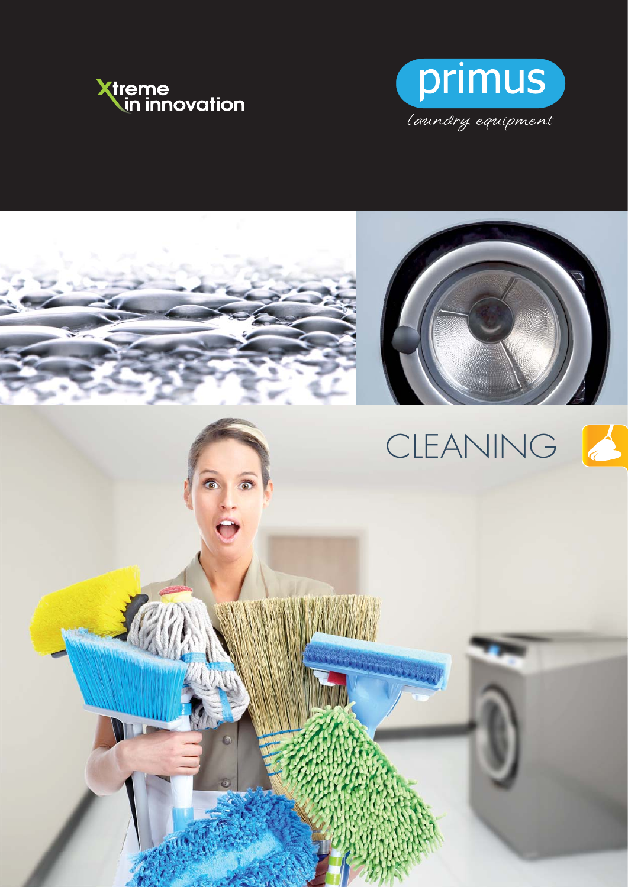Xtreme in innovation

primus

*laundry equipment*

# CLEANING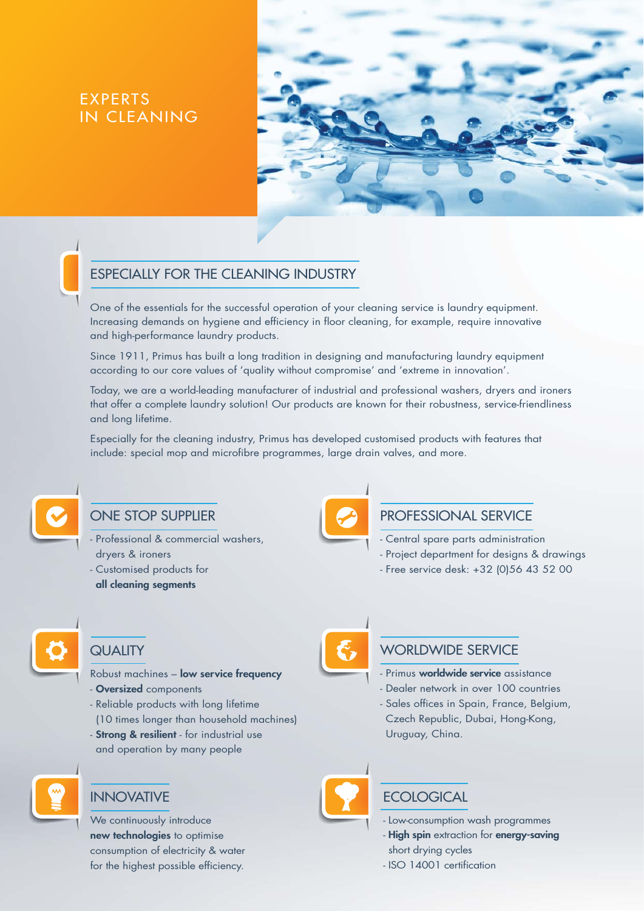# EXPERTS IN CLEANING

## ESPECIALLY FOR THE CLEANING INDUSTRY

One of the essentials for the successful operation of your cleaning service is laundry equipment. Increasing demands on hygiene and efficiency in floor cleaning, for example, require innovative and high-performance laundry products.

Since 1911, Primus has built a long tradition in designing and manufacturing laundry equipment according to our core values of 'quality without compromise' and 'extreme in innovation'.

Today, we are a world-leading manufacturer of industrial and professional washers, dryers and ironers that offer a complete laundry solution! Our products are known for their robustness, service-friendliness and long lifetime.

Especially for the cleaning industry, Primus has developed customised products with features that include: special mop and microfibre programmes, large drain valves, and more.

## ONE STOP SUPPLIER

- Professional & commercial washers, dryers & ironers
- Customised products for **all cleaning segments**

## PROFESSIONAL SERVICE

- Central spare parts administration
- Project department for designs & drawings
- Free service desk: +32 (0)56 43 52 00

## QUALITY

Robust machines – **low service frequency**

- **Oversized** components
- Reliable products with long lifetime (10 times longer than household machines)
- **Strong & resilient** - for industrial use and operation by many people

## WORLDWIDE SERVICE

- Primus **worldwide service** assistance
- Dealer network in over 100 countries
- Sales offices in Spain, France, Belgium, Czech Republic, Dubai, Hong-Kong, Uruguay, China.

## INNOVATIVE

We continuously introduce **new technologies** to optimise consumption of electricity & water for the highest possible efficiency.

## ECOLOGICAL

- Low-consumption wash programmes
- **High spin** extraction for **energy-saving** short drying cycles
- ISO 14001 certification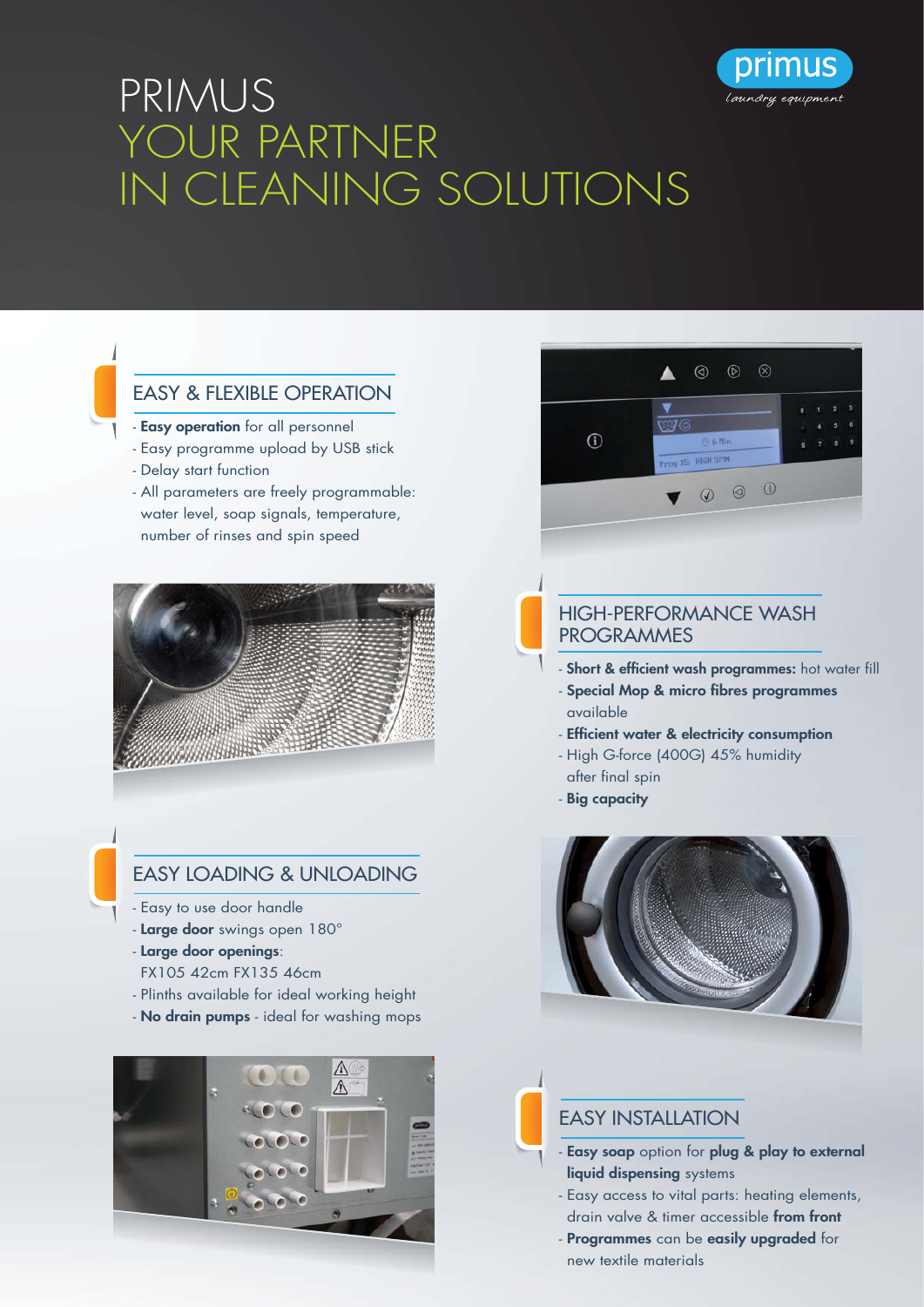# PRIMUS
# YOUR PARTNER IN CLEANING SOLUTIONS

primus
laundry equipment

## EASY & FLEXIBLE OPERATION

- **Easy operation** for all personnel
- Easy programme upload by USB stick
- Delay start function
- All parameters are freely programmable: water level, soap signals, temperature, number of rinses and spin speed

## HIGH-PERFORMANCE WASH PROGRAMMES

- **Short & efficient wash programmes:** hot water fill
- **Special Mop & micro fibres programmes** available
- **Efficient water & electricity consumption**
- High G-force (400G) 45% humidity after final spin
- **Big capacity**

## EASY LOADING & UNLOADING

- Easy to use door handle
- **Large door** swings open 180°
- **Large door openings**: FX105 42cm FX135 46cm
- Plinths available for ideal working height
- **No drain pumps** - ideal for washing mops

## EASY INSTALLATION

- **Easy soap** option for **plug & play to external liquid dispensing** systems
- Easy access to vital parts: heating elements, drain valve & timer accessible **from front**
- **Programmes** can be **easily upgraded** for new textile materials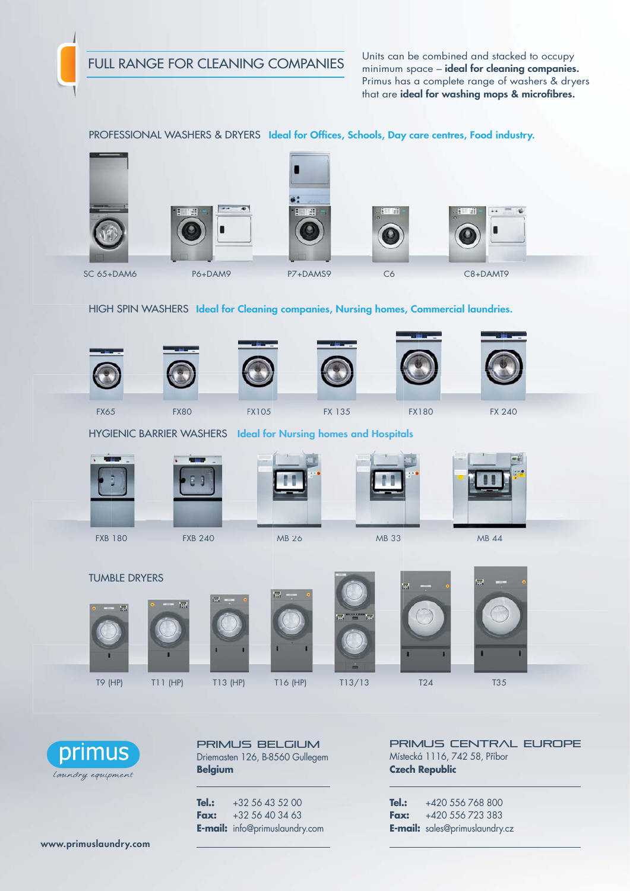# FULL RANGE FOR CLEANING COMPANIES

Units can be combined and stacked to occupy minimum space – **ideal for cleaning companies.** Primus has a complete range of washers & dryers that are **ideal for washing mops & microfibres.**

## PROFESSIONAL WASHERS & DRYERS **Ideal for Offices, Schools, Day care centres, Food industry.**

SC 65+DAM6

P6+DAM9

P7+DAMS9

C6

C8+DAMT9

## HIGH SPIN WASHERS **Ideal for Cleaning companies, Nursing homes, Commercial laundries.**

FX65

FX80

FX105

FX 135

FX180

FX 240

## HYGIENIC BARRIER WASHERS **Ideal for Nursing homes and Hospitals**

FXB 180

FXB 240

MB 26

MB 33

MB 44

## TUMBLE DRYERS

T9 (HP)

T11 (HP)

T13 (HP)

T16 (HP)

T13/13

T24

T35

primus
*laundry equipment*

**PRIMUS BELGIUM**
Driemasten 126, B-8560 Gullegem
**Belgium**

**Tel.:** +32 56 43 52 00
**Fax:** +32 56 40 34 63
**E-mail:** info@primuslaundry.com

**PRIMUS CENTRAL EUROPE**
Místecká 1116, 742 58, Příbor
**Czech Republic**

**Tel.:** +420 556 768 800
**Fax:** +420 556 723 383
**E-mail:** sales@primuslaundry.cz

**www.primuslaundry.com**